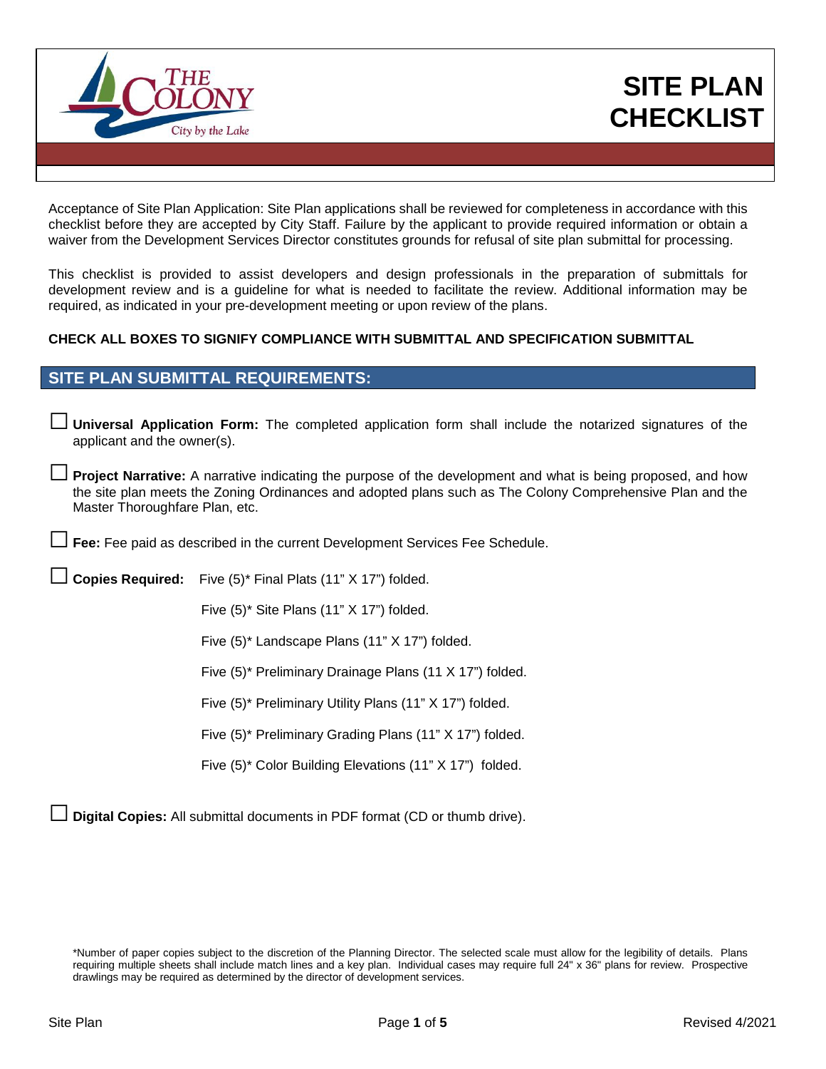# SITE PLAN CHECKLIST

Acceptance of Site Plan Application: Site Plan applications shall be reviewed for completeness in accordance with this checklist before they are accepted by City Staff. Failure by the applicant to provide required information or obtain a waiver from the Development Services Director constitutes grounds for refusal of site plan submittal for processing.

This checklist is provided to assist developers and design professionals in the preparation of submittals for development review and is a guideline for what is needed to facilitate the review. Additional information may be required, as indicated in your pre-development meeting or upon review of the plans.

**CHECK ALL BOXES TO SIGNIFY COMPLIANCE WITH SUBMITTAL AND SPECIFICATION SUBMITTAL**

## SITE PLAN SUBMITTAL REQUIREMENTS:

☐ **Universal Application Form:** The completed application form shall include the notarized signatures of the applicant and the owner(s).

☐ **Project Narrative:** A narrative indicating the purpose of the development and what is being proposed, and how the site plan meets the Zoning Ordinances and adopted plans such as The Colony Comprehensive Plan and the Master Thoroughfare Plan, etc.

☐ **Fee:** Fee paid as described in the current Development Services Fee Schedule.

☐ **Copies Required:** Five (5)* Final Plats (11" X 17") folded.

Five (5)* Site Plans (11" X 17") folded.

Five (5)* Landscape Plans (11" X 17") folded.

Five (5)* Preliminary Drainage Plans (11 X 17") folded.

Five (5)* Preliminary Utility Plans (11" X 17") folded.

Five (5)* Preliminary Grading Plans (11" X 17") folded.

Five (5)* Color Building Elevations (11" X 17") folded.

☐ **Digital Copies:** All submittal documents in PDF format (CD or thumb drive).

*Number of paper copies subject to the discretion of the Planning Director. The selected scale must allow for the legibility of details. Plans requiring multiple sheets shall include match lines and a key plan. Individual cases may require full 24" x 36" plans for review. Prospective drawings may be required as determined by the director of development services.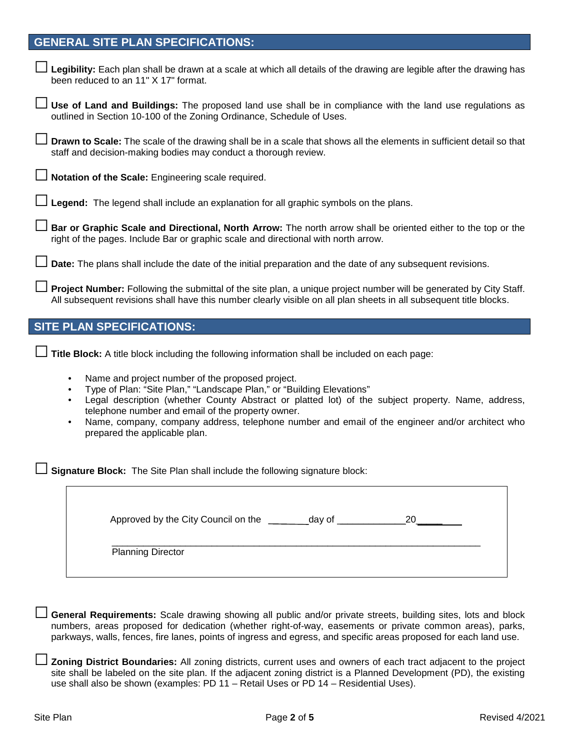## GENERAL SITE PLAN SPECIFICATIONS:

☐ **Legibility:** Each plan shall be drawn at a scale at which all details of the drawing are legible after the drawing has been reduced to an 11" X 17" format.

☐ **Use of Land and Buildings:** The proposed land use shall be in compliance with the land use regulations as outlined in Section 10-100 of the Zoning Ordinance, Schedule of Uses.

☐ **Drawn to Scale:** The scale of the drawing shall be in a scale that shows all the elements in sufficient detail so that staff and decision-making bodies may conduct a thorough review.

☐ **Notation of the Scale:** Engineering scale required.

☐ **Legend:** The legend shall include an explanation for all graphic symbols on the plans.

☐ **Bar or Graphic Scale and Directional, North Arrow:** The north arrow shall be oriented either to the top or the right of the pages. Include Bar or graphic scale and directional with north arrow.

☐ **Date:** The plans shall include the date of the initial preparation and the date of any subsequent revisions.

☐ **Project Number:** Following the submittal of the site plan, a unique project number will be generated by City Staff. All subsequent revisions shall have this number clearly visible on all plan sheets in all subsequent title blocks.

## SITE PLAN SPECIFICATIONS:

☐ **Title Block:** A title block including the following information shall be included on each page:

- Name and project number of the proposed project.
- Type of Plan: "Site Plan," "Landscape Plan," or "Building Elevations"
- Legal description (whether County Abstract or platted lot) of the subject property. Name, address, telephone number and email of the property owner.
- Name, company, company address, telephone number and email of the engineer and/or architect who prepared the applicable plan.

☐ **Signature Block:** The Site Plan shall include the following signature block:

> Approved by the City Council on the ________day of _____________20________
>
> ______________________________________________________________________
>
> Planning Director

☐ **General Requirements:** Scale drawing showing all public and/or private streets, building sites, lots and block numbers, areas proposed for dedication (whether right-of-way, easements or private common areas), parks, parkways, walls, fences, fire lanes, points of ingress and egress, and specific areas proposed for each land use.

☐ **Zoning District Boundaries:** All zoning districts, current uses and owners of each tract adjacent to the project site shall be labeled on the site plan. If the adjacent zoning district is a Planned Development (PD), the existing use shall also be shown (examples: PD 11 – Retail Uses or PD 14 – Residential Uses).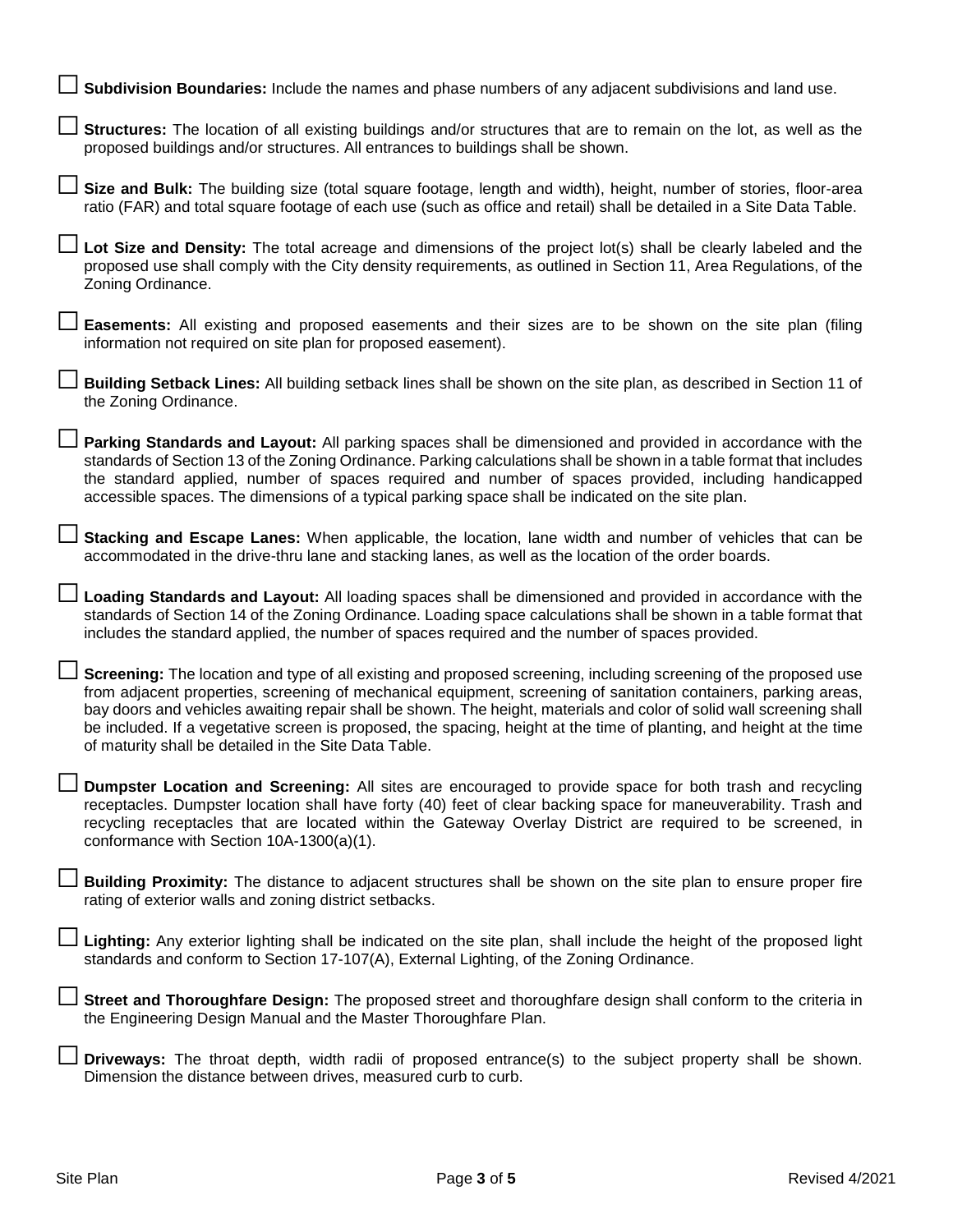☐ **Subdivision Boundaries:** Include the names and phase numbers of any adjacent subdivisions and land use.

☐ **Structures:** The location of all existing buildings and/or structures that are to remain on the lot, as well as the proposed buildings and/or structures. All entrances to buildings shall be shown.

☐ **Size and Bulk:** The building size (total square footage, length and width), height, number of stories, floor-area ratio (FAR) and total square footage of each use (such as office and retail) shall be detailed in a Site Data Table.

☐ **Lot Size and Density:** The total acreage and dimensions of the project lot(s) shall be clearly labeled and the proposed use shall comply with the City density requirements, as outlined in Section 11, Area Regulations, of the Zoning Ordinance.

☐ **Easements:** All existing and proposed easements and their sizes are to be shown on the site plan (filing information not required on site plan for proposed easement).

☐ **Building Setback Lines:** All building setback lines shall be shown on the site plan, as described in Section 11 of the Zoning Ordinance.

☐ **Parking Standards and Layout:** All parking spaces shall be dimensioned and provided in accordance with the standards of Section 13 of the Zoning Ordinance. Parking calculations shall be shown in a table format that includes the standard applied, number of spaces required and number of spaces provided, including handicapped accessible spaces. The dimensions of a typical parking space shall be indicated on the site plan.

☐ **Stacking and Escape Lanes:** When applicable, the location, lane width and number of vehicles that can be accommodated in the drive-thru lane and stacking lanes, as well as the location of the order boards.

☐ **Loading Standards and Layout:** All loading spaces shall be dimensioned and provided in accordance with the standards of Section 14 of the Zoning Ordinance. Loading space calculations shall be shown in a table format that includes the standard applied, the number of spaces required and the number of spaces provided.

☐ **Screening:** The location and type of all existing and proposed screening, including screening of the proposed use from adjacent properties, screening of mechanical equipment, screening of sanitation containers, parking areas, bay doors and vehicles awaiting repair shall be shown. The height, materials and color of solid wall screening shall be included. If a vegetative screen is proposed, the spacing, height at the time of planting, and height at the time of maturity shall be detailed in the Site Data Table.

☐ **Dumpster Location and Screening:** All sites are encouraged to provide space for both trash and recycling receptacles. Dumpster location shall have forty (40) feet of clear backing space for maneuverability. Trash and recycling receptacles that are located within the Gateway Overlay District are required to be screened, in conformance with Section 10A-1300(a)(1).

☐ **Building Proximity:** The distance to adjacent structures shall be shown on the site plan to ensure proper fire rating of exterior walls and zoning district setbacks.

☐ **Lighting:** Any exterior lighting shall be indicated on the site plan, shall include the height of the proposed light standards and conform to Section 17-107(A), External Lighting, of the Zoning Ordinance.

☐ **Street and Thoroughfare Design:** The proposed street and thoroughfare design shall conform to the criteria in the Engineering Design Manual and the Master Thoroughfare Plan.

☐ **Driveways:** The throat depth, width radii of proposed entrance(s) to the subject property shall be shown. Dimension the distance between drives, measured curb to curb.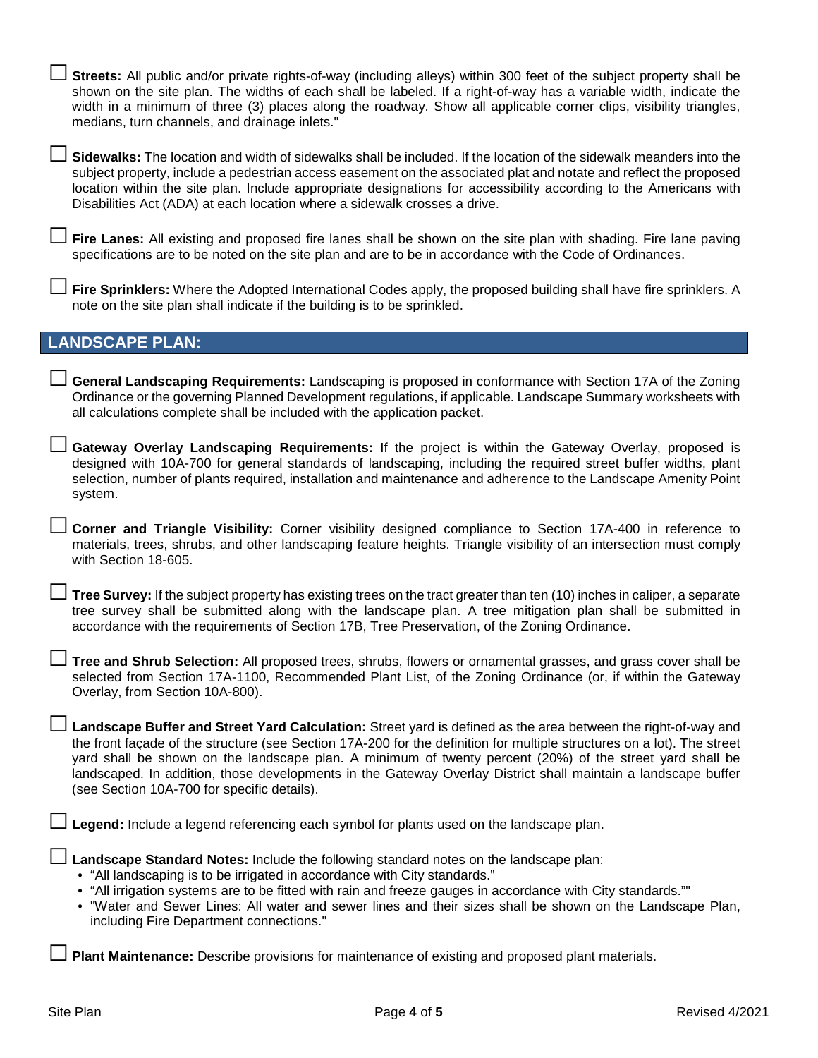☐ **Streets:** All public and/or private rights-of-way (including alleys) within 300 feet of the subject property shall be shown on the site plan. The widths of each shall be labeled. If a right-of-way has a variable width, indicate the width in a minimum of three (3) places along the roadway. Show all applicable corner clips, visibility triangles, medians, turn channels, and drainage inlets."

☐ **Sidewalks:** The location and width of sidewalks shall be included. If the location of the sidewalk meanders into the subject property, include a pedestrian access easement on the associated plat and notate and reflect the proposed location within the site plan. Include appropriate designations for accessibility according to the Americans with Disabilities Act (ADA) at each location where a sidewalk crosses a drive.

☐ **Fire Lanes:** All existing and proposed fire lanes shall be shown on the site plan with shading. Fire lane paving specifications are to be noted on the site plan and are to be in accordance with the Code of Ordinances.

☐ **Fire Sprinklers:** Where the Adopted International Codes apply, the proposed building shall have fire sprinklers. A note on the site plan shall indicate if the building is to be sprinkled.

## LANDSCAPE PLAN:

☐ **General Landscaping Requirements:** Landscaping is proposed in conformance with Section 17A of the Zoning Ordinance or the governing Planned Development regulations, if applicable. Landscape Summary worksheets with all calculations complete shall be included with the application packet.

☐ **Gateway Overlay Landscaping Requirements:** If the project is within the Gateway Overlay, proposed is designed with 10A-700 for general standards of landscaping, including the required street buffer widths, plant selection, number of plants required, installation and maintenance and adherence to the Landscape Amenity Point system.

☐ **Corner and Triangle Visibility:** Corner visibility designed compliance to Section 17A-400 in reference to materials, trees, shrubs, and other landscaping feature heights. Triangle visibility of an intersection must comply with Section 18-605.

☐ **Tree Survey:** If the subject property has existing trees on the tract greater than ten (10) inches in caliper, a separate tree survey shall be submitted along with the landscape plan. A tree mitigation plan shall be submitted in accordance with the requirements of Section 17B, Tree Preservation, of the Zoning Ordinance.

☐ **Tree and Shrub Selection:** All proposed trees, shrubs, flowers or ornamental grasses, and grass cover shall be selected from Section 17A-1100, Recommended Plant List, of the Zoning Ordinance (or, if within the Gateway Overlay, from Section 10A-800).

☐ **Landscape Buffer and Street Yard Calculation:** Street yard is defined as the area between the right-of-way and the front façade of the structure (see Section 17A-200 for the definition for multiple structures on a lot). The street yard shall be shown on the landscape plan. A minimum of twenty percent (20%) of the street yard shall be landscaped. In addition, those developments in the Gateway Overlay District shall maintain a landscape buffer (see Section 10A-700 for specific details).

☐ **Legend:** Include a legend referencing each symbol for plants used on the landscape plan.

☐ **Landscape Standard Notes:** Include the following standard notes on the landscape plan:

- "All landscaping is to be irrigated in accordance with City standards."
- "All irrigation systems are to be fitted with rain and freeze gauges in accordance with City standards.""
- "Water and Sewer Lines: All water and sewer lines and their sizes shall be shown on the Landscape Plan, including Fire Department connections."

☐ **Plant Maintenance:** Describe provisions for maintenance of existing and proposed plant materials.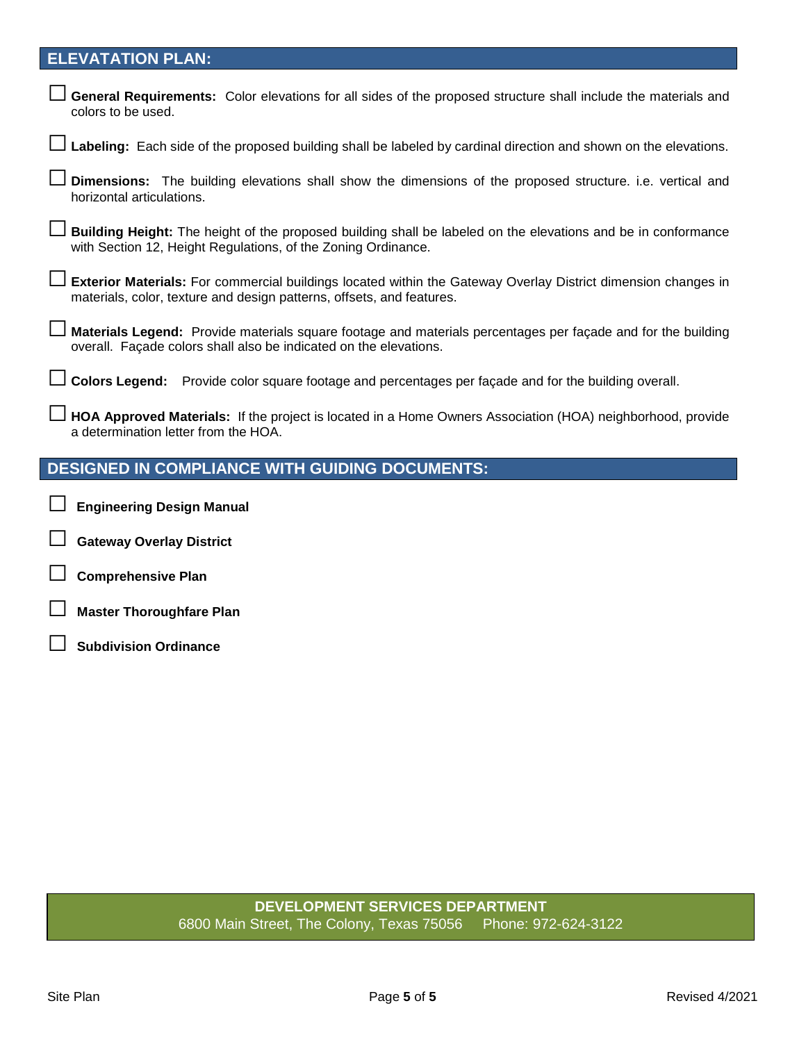## ELEVATATION PLAN:

☐ **General Requirements:** Color elevations for all sides of the proposed structure shall include the materials and colors to be used.

☐ **Labeling:** Each side of the proposed building shall be labeled by cardinal direction and shown on the elevations.

☐ **Dimensions:** The building elevations shall show the dimensions of the proposed structure. i.e. vertical and horizontal articulations.

☐ **Building Height:** The height of the proposed building shall be labeled on the elevations and be in conformance with Section 12, Height Regulations, of the Zoning Ordinance.

☐ **Exterior Materials:** For commercial buildings located within the Gateway Overlay District dimension changes in materials, color, texture and design patterns, offsets, and features.

☐ **Materials Legend:** Provide materials square footage and materials percentages per façade and for the building overall. Façade colors shall also be indicated on the elevations.

☐ **Colors Legend:** Provide color square footage and percentages per façade and for the building overall.

☐ **HOA Approved Materials:** If the project is located in a Home Owners Association (HOA) neighborhood, provide a determination letter from the HOA.

## DESIGNED IN COMPLIANCE WITH GUIDING DOCUMENTS:

☐ **Engineering Design Manual**

☐ **Gateway Overlay District**

☐ **Comprehensive Plan**

☐ **Master Thoroughfare Plan**

☐ **Subdivision Ordinance**

**DEVELOPMENT SERVICES DEPARTMENT**
6800 Main Street, The Colony, Texas 75056 Phone: 972-624-3122